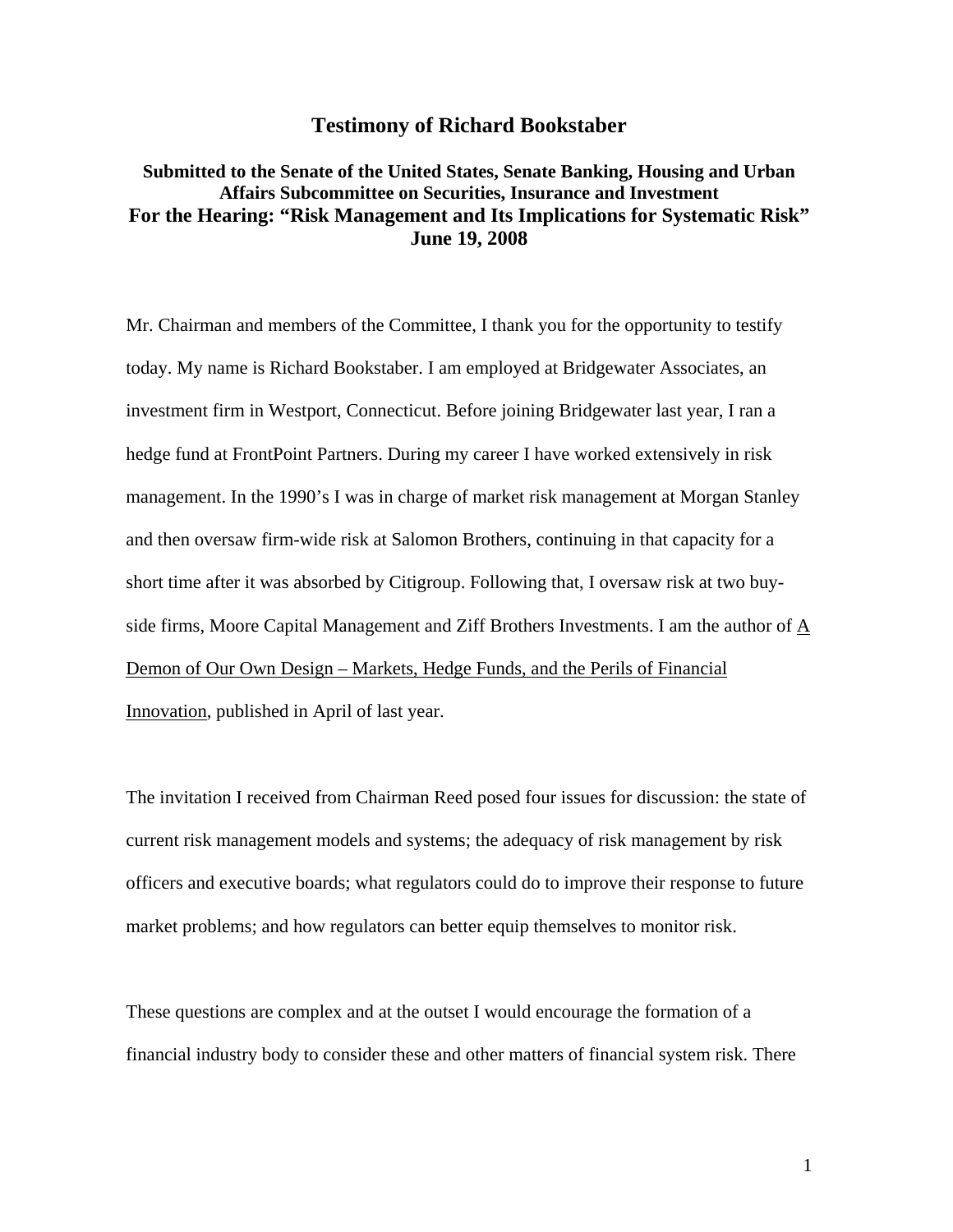# Testimony of Richard Bookstaber

**Submitted to the Senate of the United States, Senate Banking, Housing and Urban Affairs Subcommittee on Securities, Insurance and Investment**
**For the Hearing: "Risk Management and Its Implications for Systematic Risk"**
**June 19, 2008**

Mr. Chairman and members of the Committee, I thank you for the opportunity to testify today. My name is Richard Bookstaber. I am employed at Bridgewater Associates, an investment firm in Westport, Connecticut. Before joining Bridgewater last year, I ran a hedge fund at FrontPoint Partners. During my career I have worked extensively in risk management. In the 1990's I was in charge of market risk management at Morgan Stanley and then oversaw firm-wide risk at Salomon Brothers, continuing in that capacity for a short time after it was absorbed by Citigroup. Following that, I oversaw risk at two buy-side firms, Moore Capital Management and Ziff Brothers Investments. I am the author of A Demon of Our Own Design – Markets, Hedge Funds, and the Perils of Financial Innovation, published in April of last year.

The invitation I received from Chairman Reed posed four issues for discussion: the state of current risk management models and systems; the adequacy of risk management by risk officers and executive boards; what regulators could do to improve their response to future market problems; and how regulators can better equip themselves to monitor risk.

These questions are complex and at the outset I would encourage the formation of a financial industry body to consider these and other matters of financial system risk. There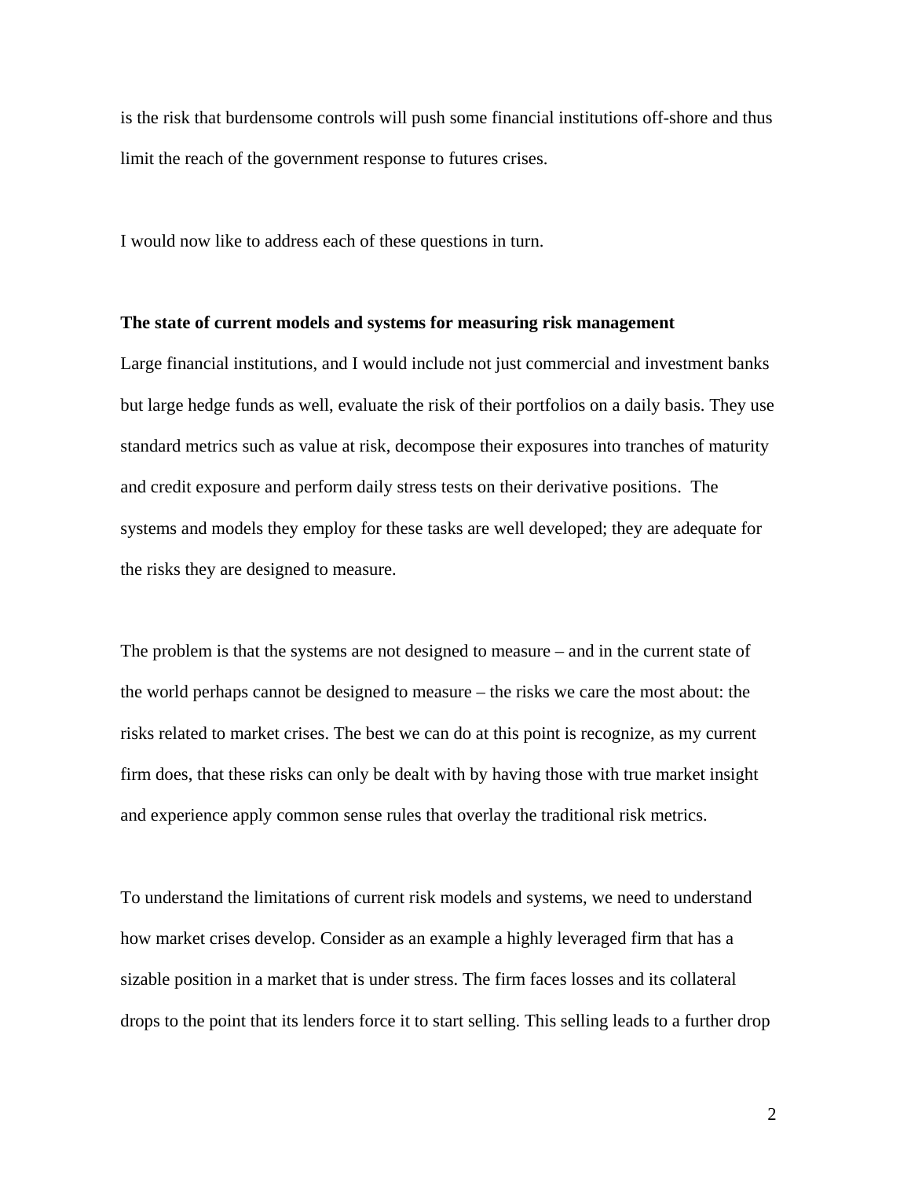is the risk that burdensome controls will push some financial institutions off-shore and thus limit the reach of the government response to futures crises.

I would now like to address each of these questions in turn.

**The state of current models and systems for measuring risk management**

Large financial institutions, and I would include not just commercial and investment banks but large hedge funds as well, evaluate the risk of their portfolios on a daily basis. They use standard metrics such as value at risk, decompose their exposures into tranches of maturity and credit exposure and perform daily stress tests on their derivative positions. The systems and models they employ for these tasks are well developed; they are adequate for the risks they are designed to measure.

The problem is that the systems are not designed to measure – and in the current state of the world perhaps cannot be designed to measure – the risks we care the most about: the risks related to market crises. The best we can do at this point is recognize, as my current firm does, that these risks can only be dealt with by having those with true market insight and experience apply common sense rules that overlay the traditional risk metrics.

To understand the limitations of current risk models and systems, we need to understand how market crises develop. Consider as an example a highly leveraged firm that has a sizable position in a market that is under stress. The firm faces losses and its collateral drops to the point that its lenders force it to start selling. This selling leads to a further drop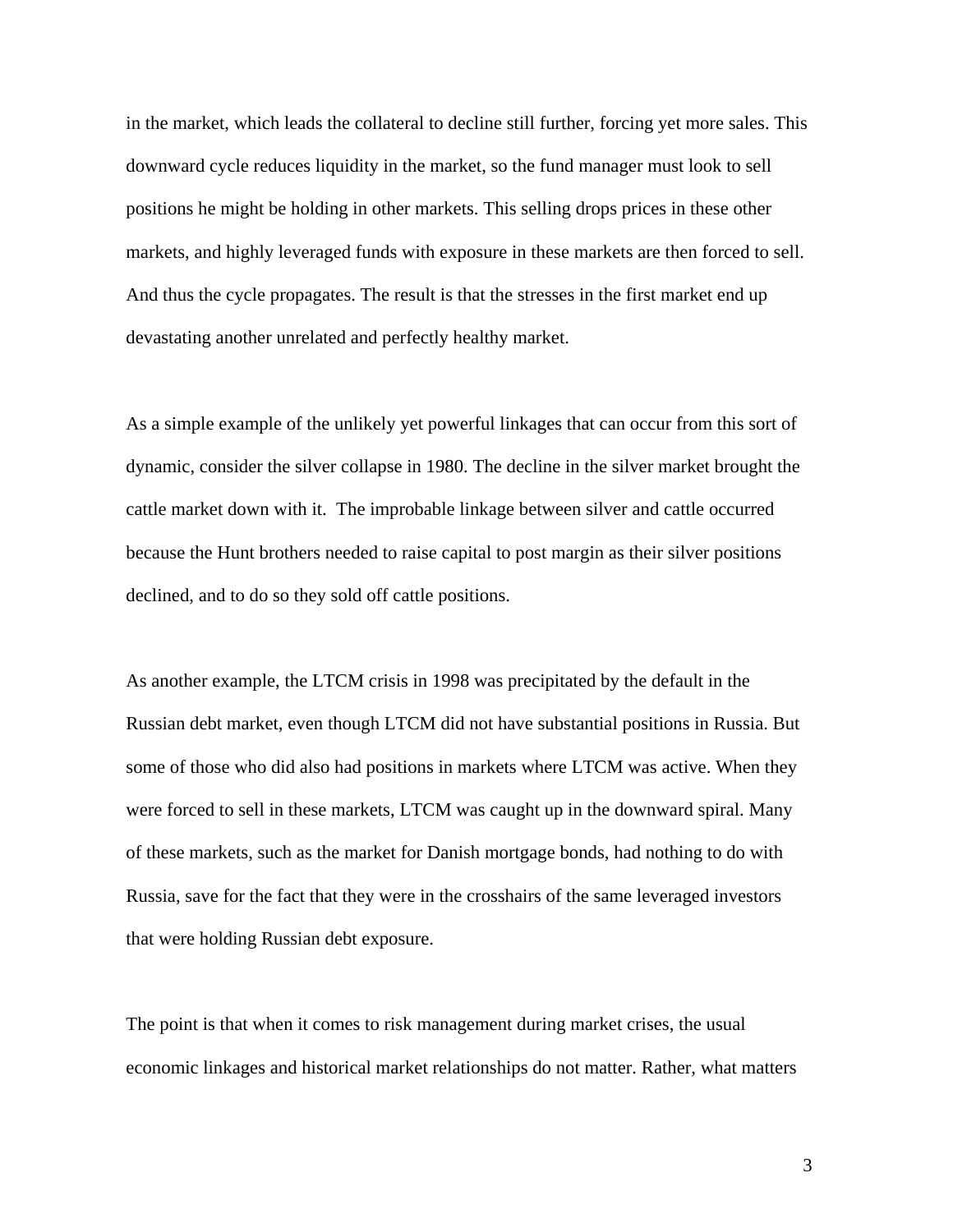in the market, which leads the collateral to decline still further, forcing yet more sales. This downward cycle reduces liquidity in the market, so the fund manager must look to sell positions he might be holding in other markets. This selling drops prices in these other markets, and highly leveraged funds with exposure in these markets are then forced to sell. And thus the cycle propagates. The result is that the stresses in the first market end up devastating another unrelated and perfectly healthy market.

As a simple example of the unlikely yet powerful linkages that can occur from this sort of dynamic, consider the silver collapse in 1980. The decline in the silver market brought the cattle market down with it. The improbable linkage between silver and cattle occurred because the Hunt brothers needed to raise capital to post margin as their silver positions declined, and to do so they sold off cattle positions.

As another example, the LTCM crisis in 1998 was precipitated by the default in the Russian debt market, even though LTCM did not have substantial positions in Russia. But some of those who did also had positions in markets where LTCM was active. When they were forced to sell in these markets, LTCM was caught up in the downward spiral. Many of these markets, such as the market for Danish mortgage bonds, had nothing to do with Russia, save for the fact that they were in the crosshairs of the same leveraged investors that were holding Russian debt exposure.

The point is that when it comes to risk management during market crises, the usual economic linkages and historical market relationships do not matter. Rather, what matters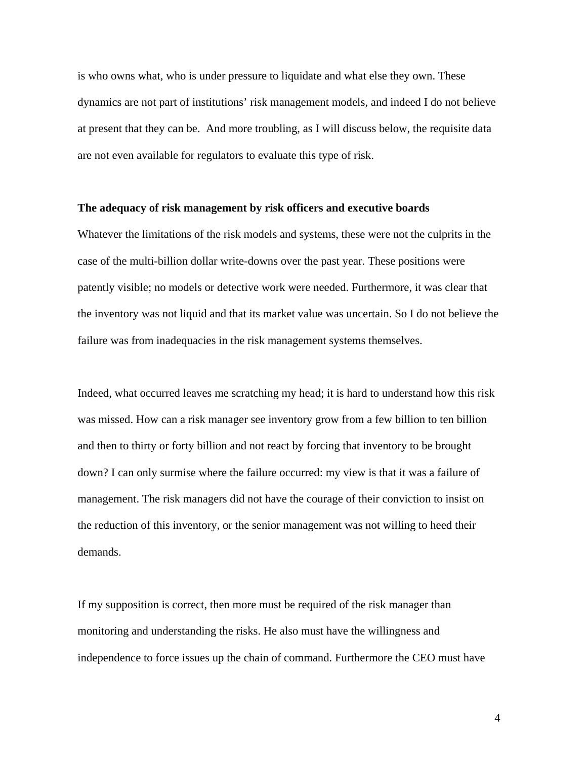is who owns what, who is under pressure to liquidate and what else they own. These dynamics are not part of institutions' risk management models, and indeed I do not believe at present that they can be. And more troubling, as I will discuss below, the requisite data are not even available for regulators to evaluate this type of risk.

**The adequacy of risk management by risk officers and executive boards**

Whatever the limitations of the risk models and systems, these were not the culprits in the case of the multi-billion dollar write-downs over the past year. These positions were patently visible; no models or detective work were needed. Furthermore, it was clear that the inventory was not liquid and that its market value was uncertain. So I do not believe the failure was from inadequacies in the risk management systems themselves.

Indeed, what occurred leaves me scratching my head; it is hard to understand how this risk was missed. How can a risk manager see inventory grow from a few billion to ten billion and then to thirty or forty billion and not react by forcing that inventory to be brought down? I can only surmise where the failure occurred: my view is that it was a failure of management. The risk managers did not have the courage of their conviction to insist on the reduction of this inventory, or the senior management was not willing to heed their demands.

If my supposition is correct, then more must be required of the risk manager than monitoring and understanding the risks. He also must have the willingness and independence to force issues up the chain of command. Furthermore the CEO must have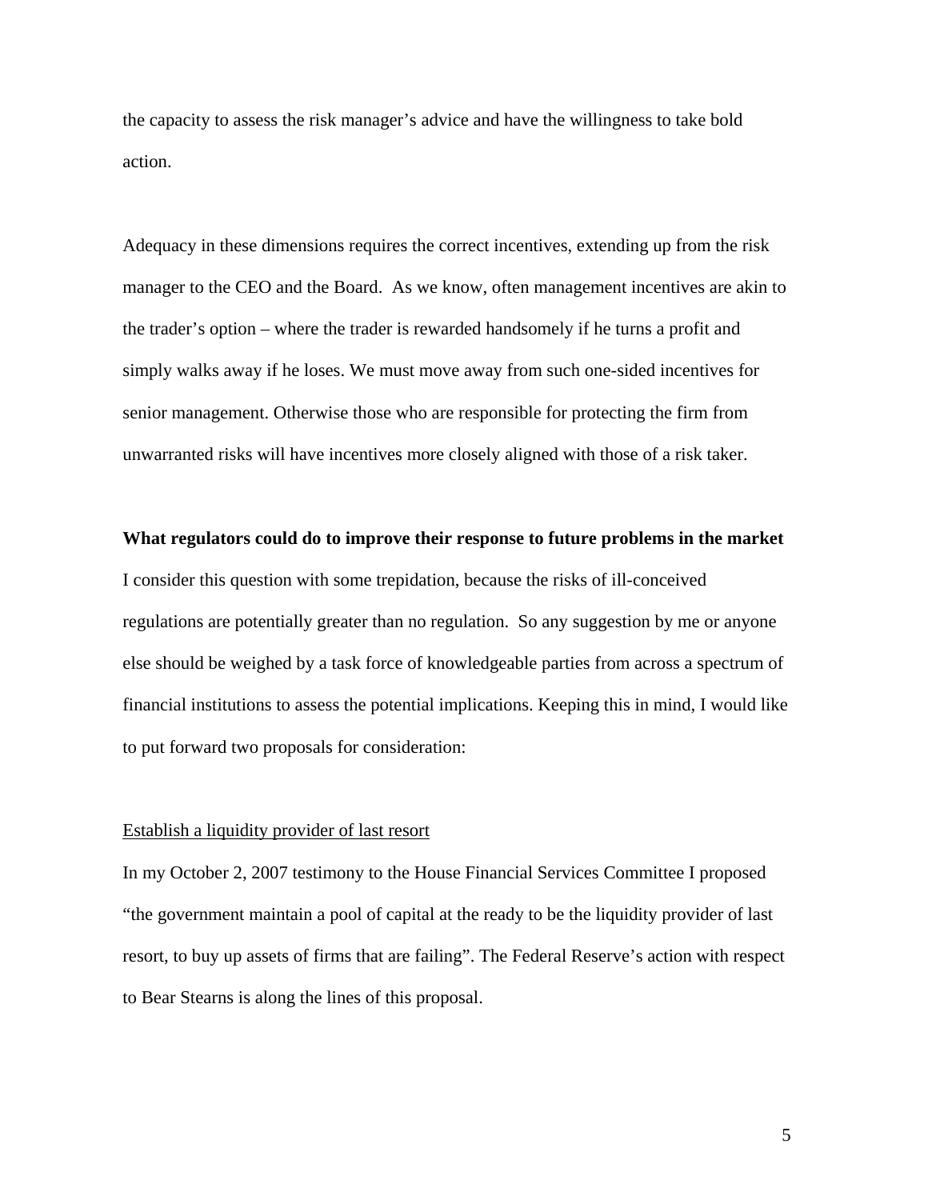the capacity to assess the risk manager's advice and have the willingness to take bold action.

Adequacy in these dimensions requires the correct incentives, extending up from the risk manager to the CEO and the Board. As we know, often management incentives are akin to the trader's option – where the trader is rewarded handsomely if he turns a profit and simply walks away if he loses. We must move away from such one-sided incentives for senior management. Otherwise those who are responsible for protecting the firm from unwarranted risks will have incentives more closely aligned with those of a risk taker.

**What regulators could do to improve their response to future problems in the market**

I consider this question with some trepidation, because the risks of ill-conceived regulations are potentially greater than no regulation. So any suggestion by me or anyone else should be weighed by a task force of knowledgeable parties from across a spectrum of financial institutions to assess the potential implications. Keeping this in mind, I would like to put forward two proposals for consideration:

<u>Establish a liquidity provider of last resort</u>

In my October 2, 2007 testimony to the House Financial Services Committee I proposed "the government maintain a pool of capital at the ready to be the liquidity provider of last resort, to buy up assets of firms that are failing". The Federal Reserve's action with respect to Bear Stearns is along the lines of this proposal.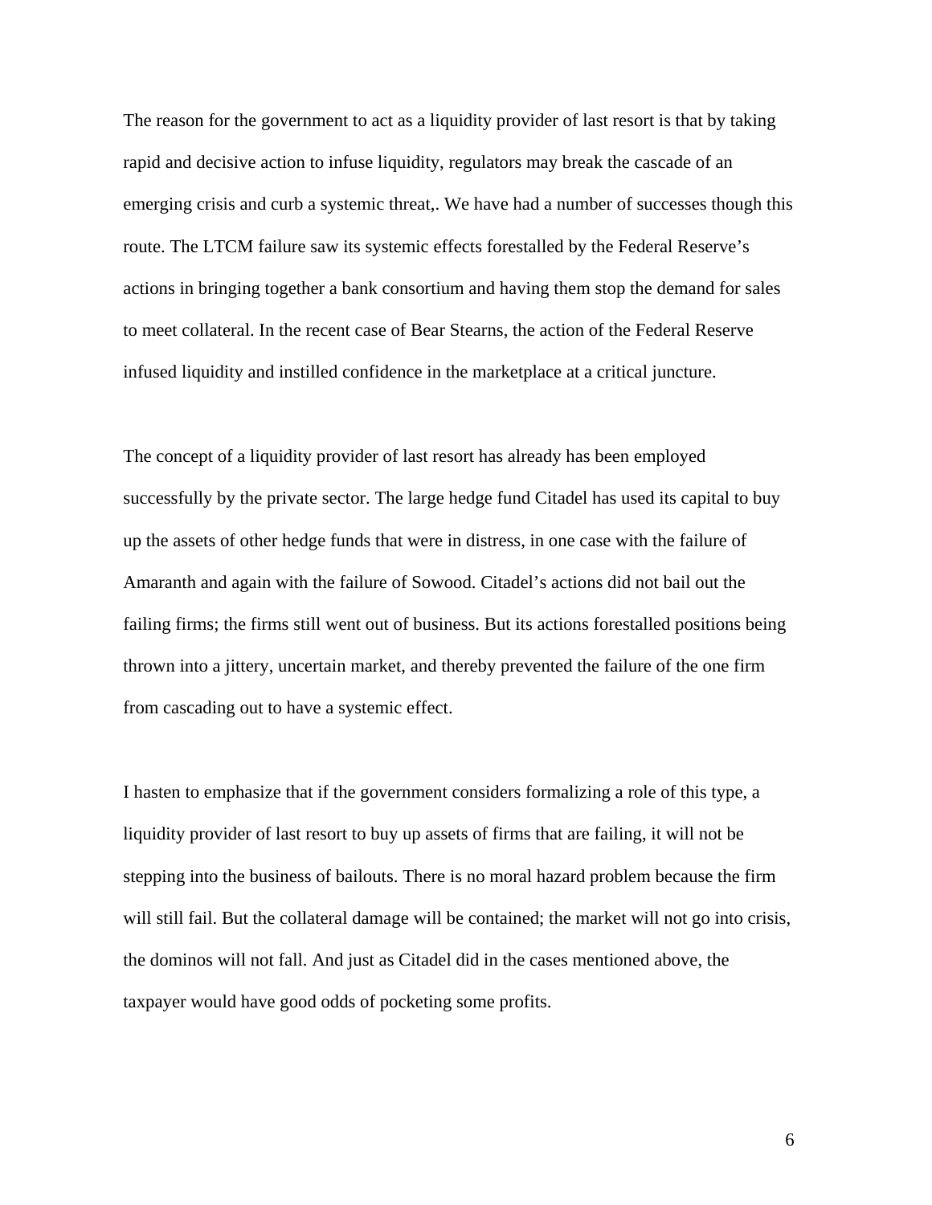The reason for the government to act as a liquidity provider of last resort is that by taking rapid and decisive action to infuse liquidity, regulators may break the cascade of an emerging crisis and curb a systemic threat,. We have had a number of successes though this route. The LTCM failure saw its systemic effects forestalled by the Federal Reserve's actions in bringing together a bank consortium and having them stop the demand for sales to meet collateral. In the recent case of Bear Stearns, the action of the Federal Reserve infused liquidity and instilled confidence in the marketplace at a critical juncture.

The concept of a liquidity provider of last resort has already has been employed successfully by the private sector. The large hedge fund Citadel has used its capital to buy up the assets of other hedge funds that were in distress, in one case with the failure of Amaranth and again with the failure of Sowood. Citadel's actions did not bail out the failing firms; the firms still went out of business. But its actions forestalled positions being thrown into a jittery, uncertain market, and thereby prevented the failure of the one firm from cascading out to have a systemic effect.

I hasten to emphasize that if the government considers formalizing a role of this type, a liquidity provider of last resort to buy up assets of firms that are failing, it will not be stepping into the business of bailouts. There is no moral hazard problem because the firm will still fail. But the collateral damage will be contained; the market will not go into crisis, the dominos will not fall. And just as Citadel did in the cases mentioned above, the taxpayer would have good odds of pocketing some profits.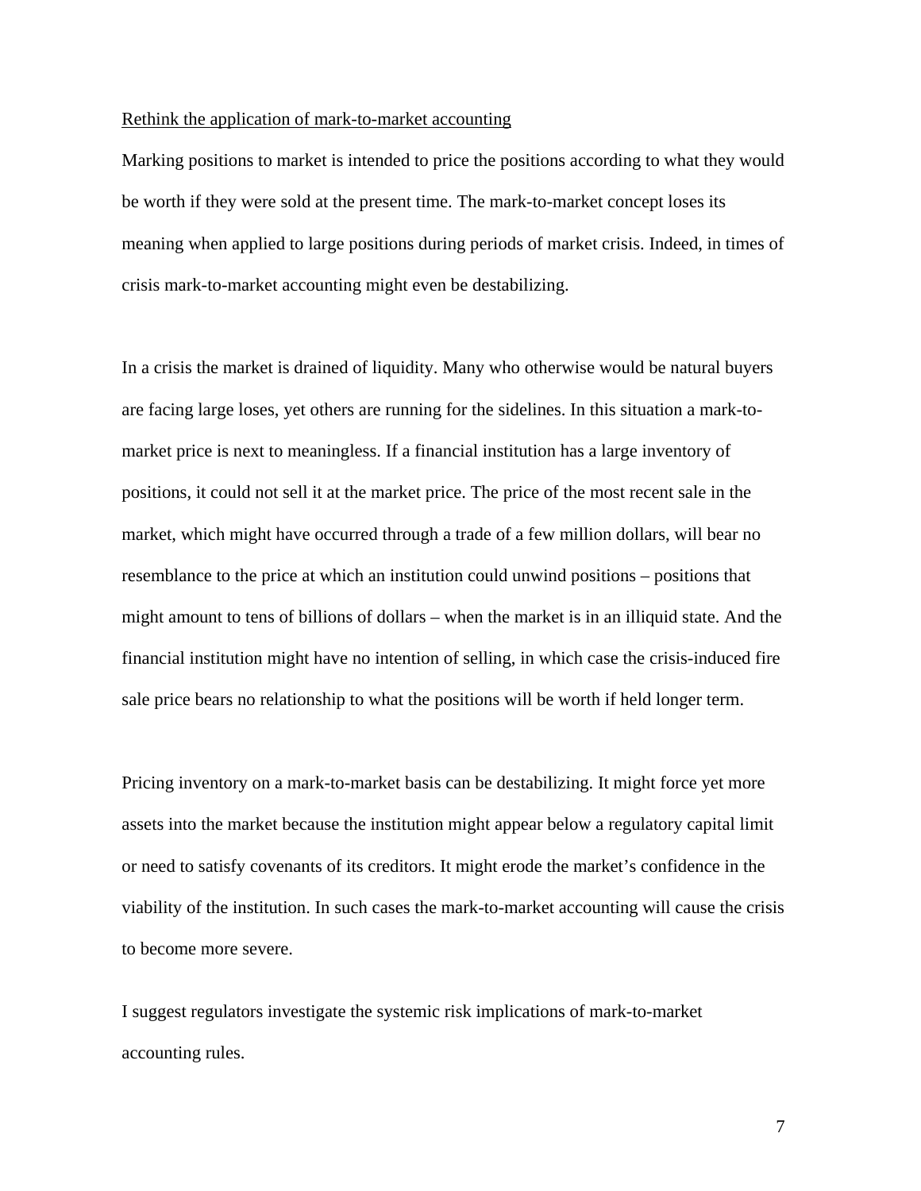<u>Rethink the application of mark-to-market accounting</u>

Marking positions to market is intended to price the positions according to what they would be worth if they were sold at the present time. The mark-to-market concept loses its meaning when applied to large positions during periods of market crisis. Indeed, in times of crisis mark-to-market accounting might even be destabilizing.

In a crisis the market is drained of liquidity. Many who otherwise would be natural buyers are facing large loses, yet others are running for the sidelines. In this situation a mark-to-market price is next to meaningless. If a financial institution has a large inventory of positions, it could not sell it at the market price. The price of the most recent sale in the market, which might have occurred through a trade of a few million dollars, will bear no resemblance to the price at which an institution could unwind positions – positions that might amount to tens of billions of dollars – when the market is in an illiquid state. And the financial institution might have no intention of selling, in which case the crisis-induced fire sale price bears no relationship to what the positions will be worth if held longer term.

Pricing inventory on a mark-to-market basis can be destabilizing. It might force yet more assets into the market because the institution might appear below a regulatory capital limit or need to satisfy covenants of its creditors. It might erode the market's confidence in the viability of the institution. In such cases the mark-to-market accounting will cause the crisis to become more severe.

I suggest regulators investigate the systemic risk implications of mark-to-market accounting rules.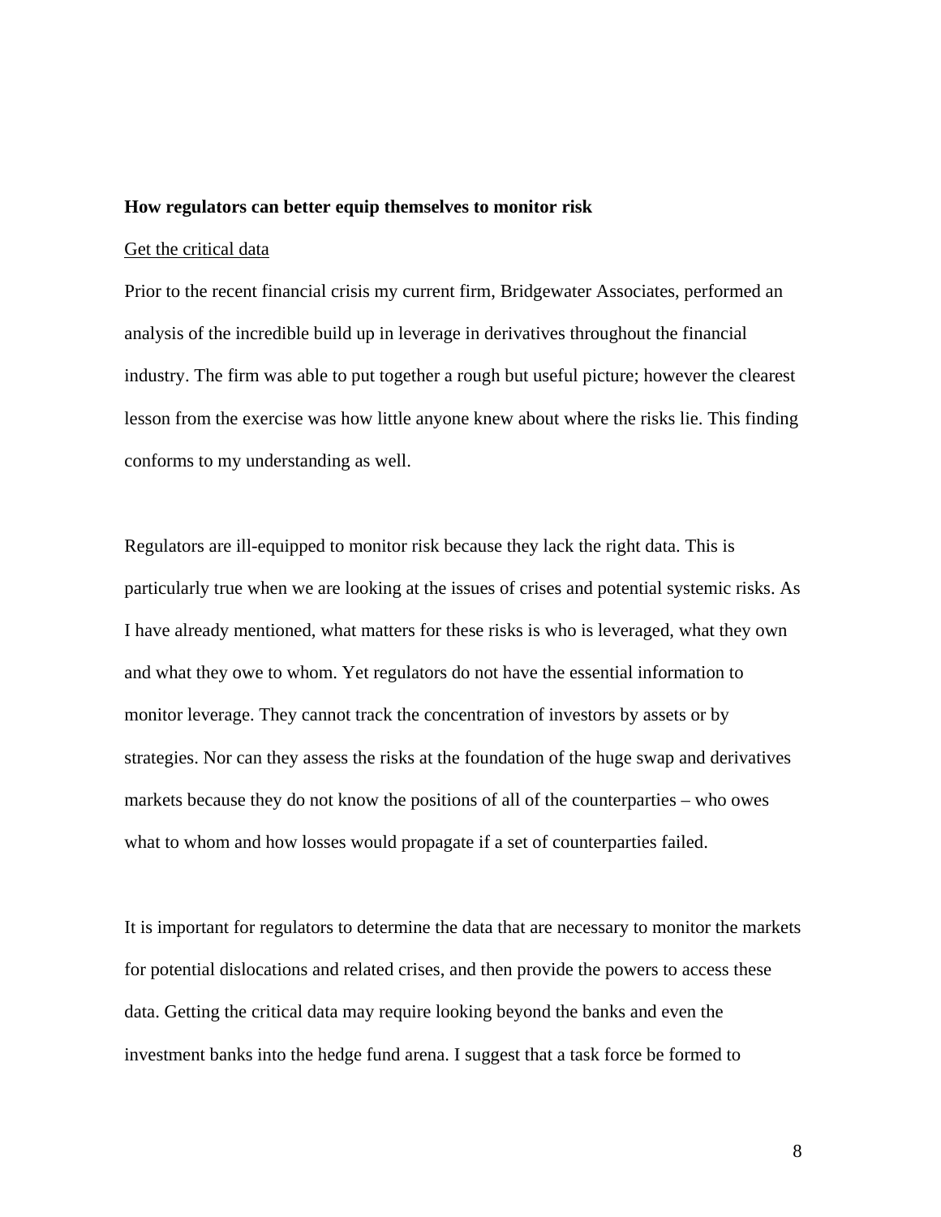**How regulators can better equip themselves to monitor risk**

Get the critical data

Prior to the recent financial crisis my current firm, Bridgewater Associates, performed an analysis of the incredible build up in leverage in derivatives throughout the financial industry. The firm was able to put together a rough but useful picture; however the clearest lesson from the exercise was how little anyone knew about where the risks lie. This finding conforms to my understanding as well.

Regulators are ill-equipped to monitor risk because they lack the right data. This is particularly true when we are looking at the issues of crises and potential systemic risks. As I have already mentioned, what matters for these risks is who is leveraged, what they own and what they owe to whom. Yet regulators do not have the essential information to monitor leverage. They cannot track the concentration of investors by assets or by strategies. Nor can they assess the risks at the foundation of the huge swap and derivatives markets because they do not know the positions of all of the counterparties – who owes what to whom and how losses would propagate if a set of counterparties failed.

It is important for regulators to determine the data that are necessary to monitor the markets for potential dislocations and related crises, and then provide the powers to access these data. Getting the critical data may require looking beyond the banks and even the investment banks into the hedge fund arena. I suggest that a task force be formed to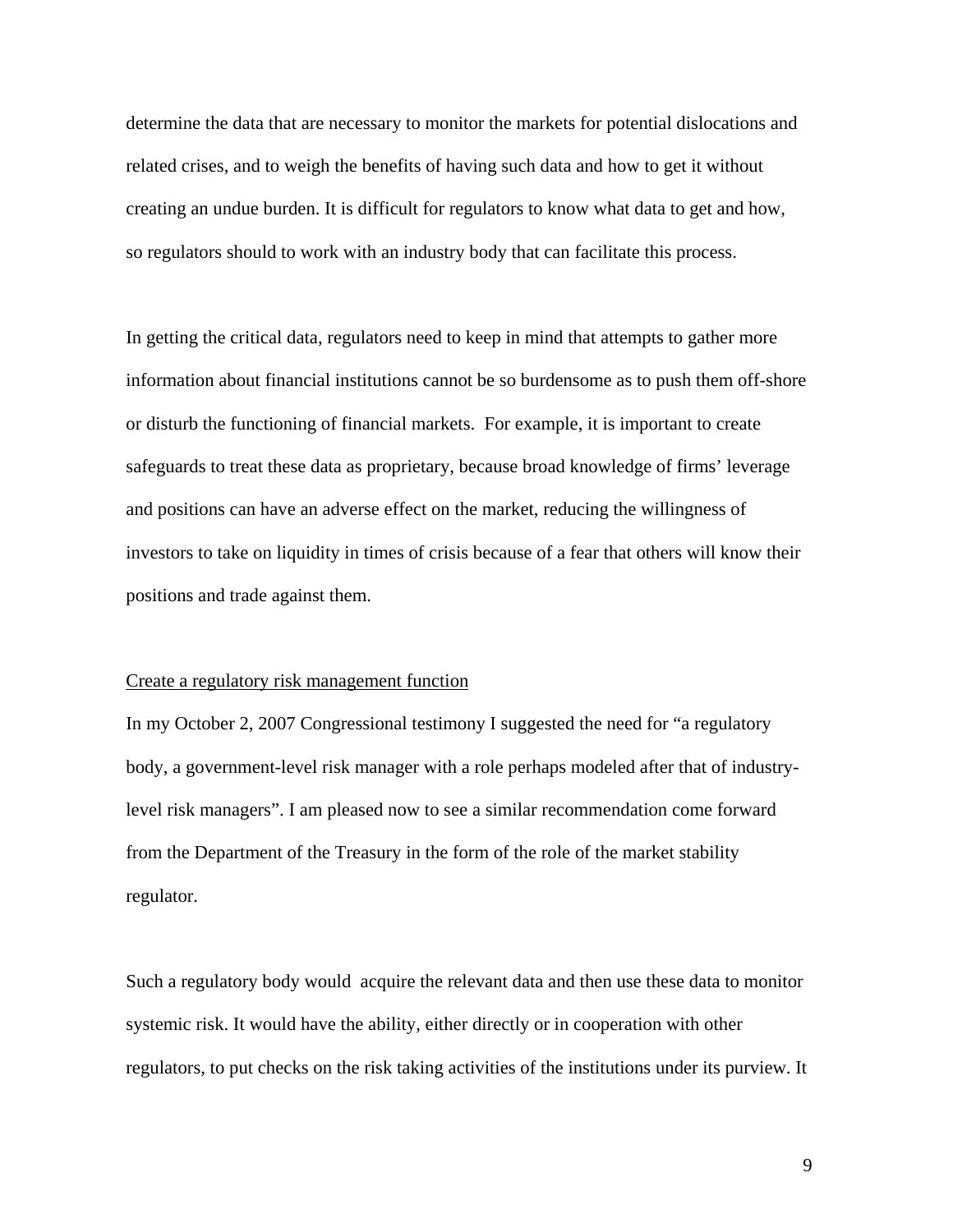determine the data that are necessary to monitor the markets for potential dislocations and related crises, and to weigh the benefits of having such data and how to get it without creating an undue burden. It is difficult for regulators to know what data to get and how, so regulators should to work with an industry body that can facilitate this process.

In getting the critical data, regulators need to keep in mind that attempts to gather more information about financial institutions cannot be so burdensome as to push them off-shore or disturb the functioning of financial markets. For example, it is important to create safeguards to treat these data as proprietary, because broad knowledge of firms' leverage and positions can have an adverse effect on the market, reducing the willingness of investors to take on liquidity in times of crisis because of a fear that others will know their positions and trade against them.

<u>Create a regulatory risk management function</u>

In my October 2, 2007 Congressional testimony I suggested the need for "a regulatory body, a government-level risk manager with a role perhaps modeled after that of industry-level risk managers". I am pleased now to see a similar recommendation come forward from the Department of the Treasury in the form of the role of the market stability regulator.

Such a regulatory body would acquire the relevant data and then use these data to monitor systemic risk. It would have the ability, either directly or in cooperation with other regulators, to put checks on the risk taking activities of the institutions under its purview. It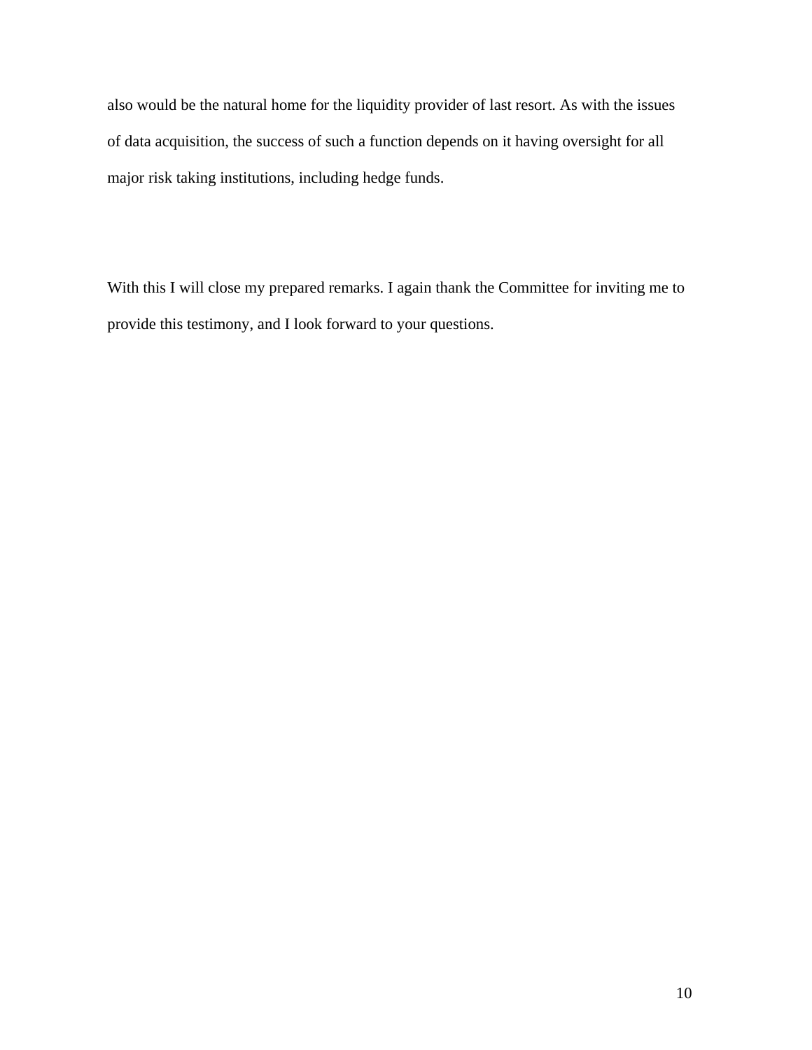also would be the natural home for the liquidity provider of last resort. As with the issues of data acquisition, the success of such a function depends on it having oversight for all major risk taking institutions, including hedge funds.

With this I will close my prepared remarks. I again thank the Committee for inviting me to provide this testimony, and I look forward to your questions.